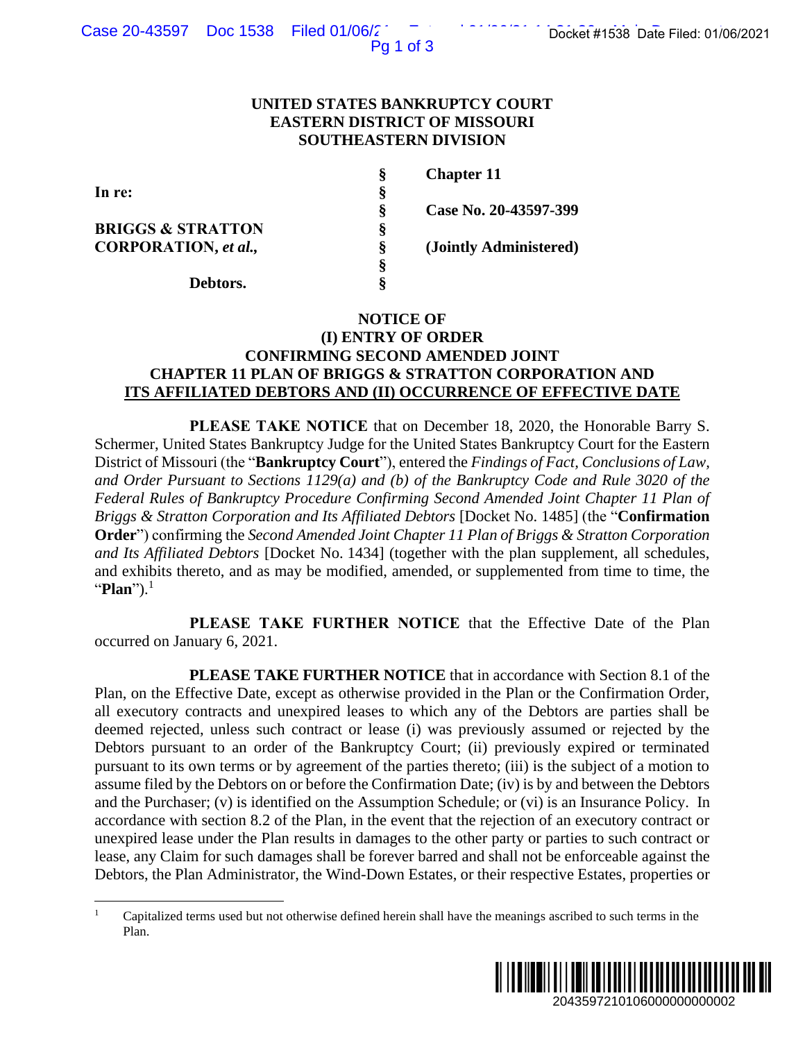UNITED STATES BANKRUPTCY COURT
EASTERN DISTRICT OF MISSOURI
SOUTHEASTERN DIVISION

| | | |
|---|---|---|
| In re: | § | Chapter 11 |
| | § | |
| BRIGGS & STRATTON CORPORATION, *et al.*, | § | Case No. 20-43597-399 |
| | § | (Jointly Administered) |
| Debtors. | § | |

## NOTICE OF (I) ENTRY OF ORDER CONFIRMING SECOND AMENDED JOINT CHAPTER 11 PLAN OF BRIGGS & STRATTON CORPORATION AND ITS AFFILIATED DEBTORS AND (II) OCCURRENCE OF EFFECTIVE DATE

**PLEASE TAKE NOTICE** that on December 18, 2020, the Honorable Barry S. Schermer, United States Bankruptcy Judge for the United States Bankruptcy Court for the Eastern District of Missouri (the "**Bankruptcy Court**"), entered the *Findings of Fact, Conclusions of Law, and Order Pursuant to Sections 1129(a) and (b) of the Bankruptcy Code and Rule 3020 of the Federal Rules of Bankruptcy Procedure Confirming Second Amended Joint Chapter 11 Plan of Briggs & Stratton Corporation and Its Affiliated Debtors* [Docket No. 1485] (the "**Confirmation Order**") confirming the *Second Amended Joint Chapter 11 Plan of Briggs & Stratton Corporation and Its Affiliated Debtors* [Docket No. 1434] (together with the plan supplement, all schedules, and exhibits thereto, and as may be modified, amended, or supplemented from time to time, the "**Plan**").[1]

**PLEASE TAKE FURTHER NOTICE** that the Effective Date of the Plan occurred on January 6, 2021.

**PLEASE TAKE FURTHER NOTICE** that in accordance with Section 8.1 of the Plan, on the Effective Date, except as otherwise provided in the Plan or the Confirmation Order, all executory contracts and unexpired leases to which any of the Debtors are parties shall be deemed rejected, unless such contract or lease (i) was previously assumed or rejected by the Debtors pursuant to an order of the Bankruptcy Court; (ii) previously expired or terminated pursuant to its own terms or by agreement of the parties thereto; (iii) is the subject of a motion to assume filed by the Debtors on or before the Confirmation Date; (iv) is by and between the Debtors and the Purchaser; (v) is identified on the Assumption Schedule; or (vi) is an Insurance Policy. In accordance with section 8.2 of the Plan, in the event that the rejection of an executory contract or unexpired lease under the Plan results in damages to the other party or parties to such contract or lease, any Claim for such damages shall be forever barred and shall not be enforceable against the Debtors, the Plan Administrator, the Wind-Down Estates, or their respective Estates, properties or

---

[1] Capitalized terms used but not otherwise defined herein shall have the meanings ascribed to such terms in the Plan.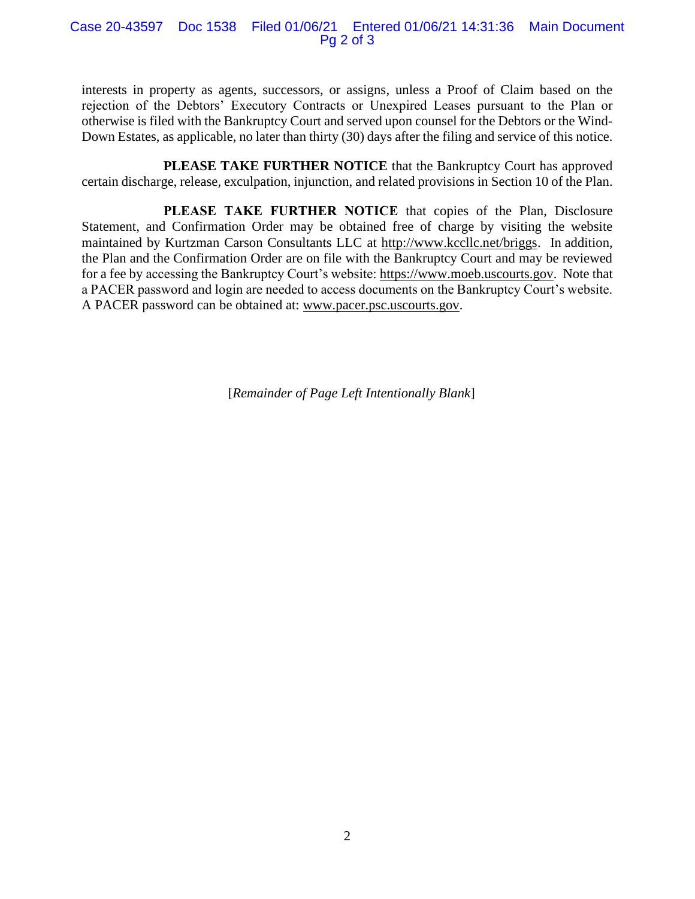interests in property as agents, successors, or assigns, unless a Proof of Claim based on the rejection of the Debtors' Executory Contracts or Unexpired Leases pursuant to the Plan or otherwise is filed with the Bankruptcy Court and served upon counsel for the Debtors or the Wind-Down Estates, as applicable, no later than thirty (30) days after the filing and service of this notice.

**PLEASE TAKE FURTHER NOTICE** that the Bankruptcy Court has approved certain discharge, release, exculpation, injunction, and related provisions in Section 10 of the Plan.

**PLEASE TAKE FURTHER NOTICE** that copies of the Plan, Disclosure Statement, and Confirmation Order may be obtained free of charge by visiting the website maintained by Kurtzman Carson Consultants LLC at http://www.kccllc.net/briggs. In addition, the Plan and the Confirmation Order are on file with the Bankruptcy Court and may be reviewed for a fee by accessing the Bankruptcy Court's website: https://www.moeb.uscourts.gov. Note that a PACER password and login are needed to access documents on the Bankruptcy Court's website. A PACER password can be obtained at: www.pacer.psc.uscourts.gov.

[*Remainder of Page Left Intentionally Blank*]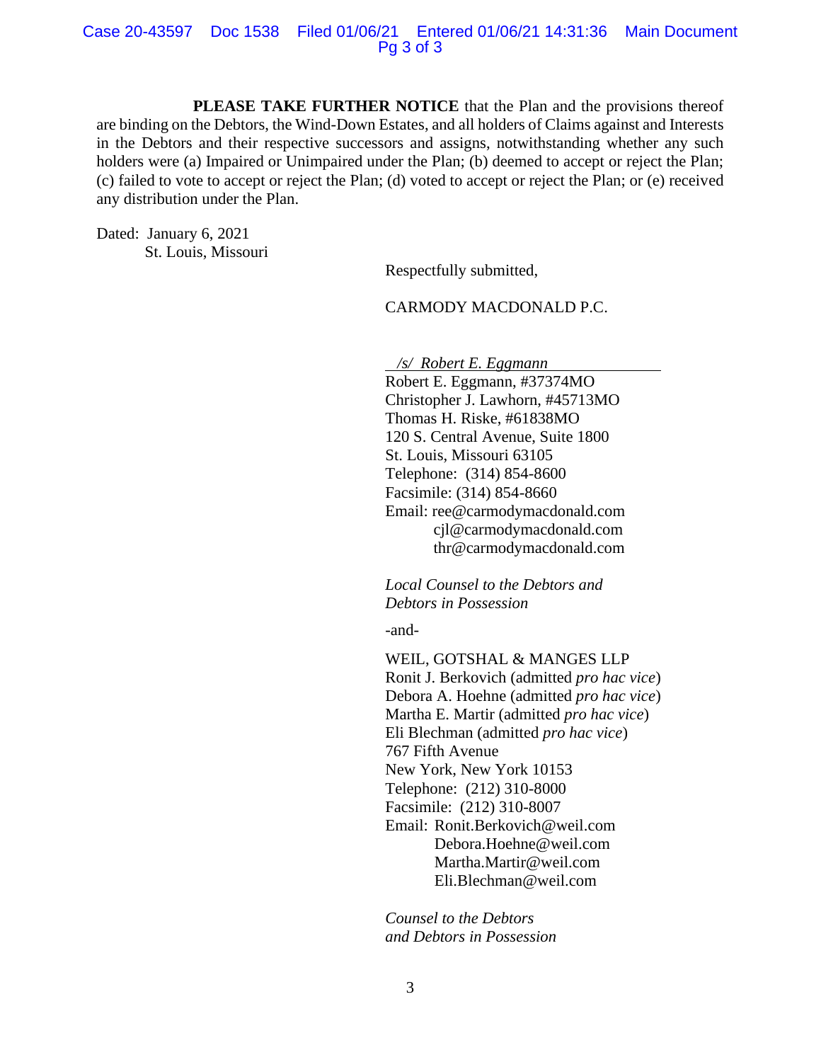**PLEASE TAKE FURTHER NOTICE** that the Plan and the provisions thereof are binding on the Debtors, the Wind-Down Estates, and all holders of Claims against and Interests in the Debtors and their respective successors and assigns, notwithstanding whether any such holders were (a) Impaired or Unimpaired under the Plan; (b) deemed to accept or reject the Plan; (c) failed to vote to accept or reject the Plan; (d) voted to accept or reject the Plan; or (e) received any distribution under the Plan.

Dated: January 6, 2021
St. Louis, Missouri

Respectfully submitted,

CARMODY MACDONALD P.C.

*/s/ Robert E. Eggmann*
Robert E. Eggmann, #37374MO
Christopher J. Lawhorn, #45713MO
Thomas H. Riske, #61838MO
120 S. Central Avenue, Suite 1800
St. Louis, Missouri 63105
Telephone: (314) 854-8600
Facsimile: (314) 854-8660
Email: ree@carmodymacdonald.com
cjl@carmodymacdonald.com
thr@carmodymacdonald.com

*Local Counsel to the Debtors and Debtors in Possession*

-and-

WEIL, GOTSHAL & MANGES LLP
Ronit J. Berkovich (admitted *pro hac vice*)
Debora A. Hoehne (admitted *pro hac vice*)
Martha E. Martir (admitted *pro hac vice*)
Eli Blechman (admitted *pro hac vice*)
767 Fifth Avenue
New York, New York 10153
Telephone: (212) 310-8000
Facsimile: (212) 310-8007
Email: Ronit.Berkovich@weil.com
Debora.Hoehne@weil.com
Martha.Martir@weil.com
Eli.Blechman@weil.com

*Counsel to the Debtors and Debtors in Possession*